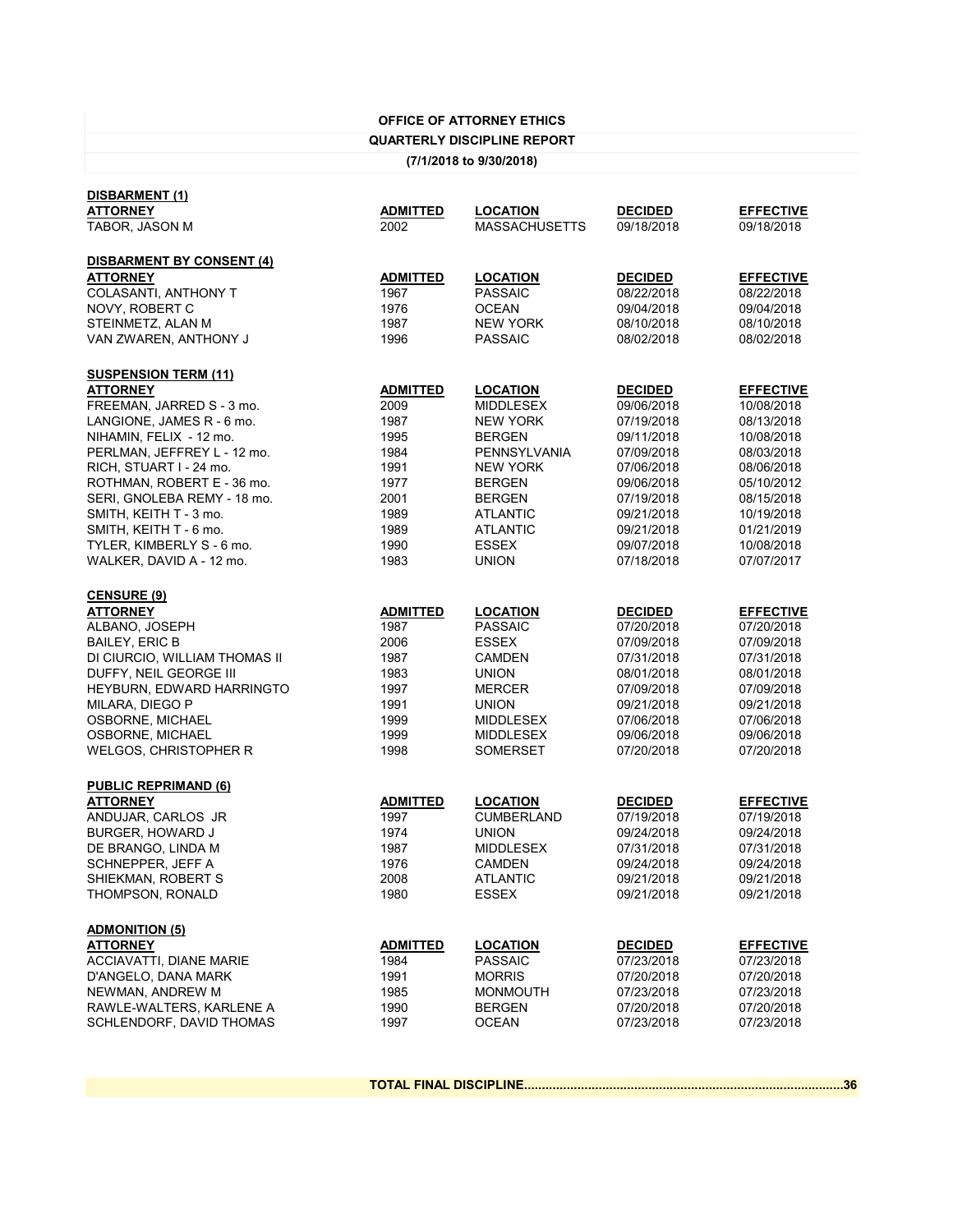## OFFICE OF ATTORNEY ETHICS

### QUARTERLY DISCIPLINE REPORT

**(7/1/2018 to 9/30/2018)**

**DISBARMENT (1)**

| ATTORNEY | ADMITTED | LOCATION | DECIDED | EFFECTIVE |
|---|---|---|---|---|
| TABOR, JASON M | 2002 | MASSACHUSETTS | 09/18/2018 | 09/18/2018 |

**DISBARMENT BY CONSENT (4)**

| ATTORNEY | ADMITTED | LOCATION | DECIDED | EFFECTIVE |
|---|---|---|---|---|
| COLASANTI, ANTHONY T | 1967 | PASSAIC | 08/22/2018 | 08/22/2018 |
| NOVY, ROBERT C | 1976 | OCEAN | 09/04/2018 | 09/04/2018 |
| STEINMETZ, ALAN M | 1987 | NEW YORK | 08/10/2018 | 08/10/2018 |
| VAN ZWAREN, ANTHONY J | 1996 | PASSAIC | 08/02/2018 | 08/02/2018 |

**SUSPENSION TERM (11)**

| ATTORNEY | ADMITTED | LOCATION | DECIDED | EFFECTIVE |
|---|---|---|---|---|
| FREEMAN, JARRED S - 3 mo. | 2009 | MIDDLESEX | 09/06/2018 | 10/08/2018 |
| LANGIONE, JAMES R - 6 mo. | 1987 | NEW YORK | 07/19/2018 | 08/13/2018 |
| NIHAMIN, FELIX - 12 mo. | 1995 | BERGEN | 09/11/2018 | 10/08/2018 |
| PERLMAN, JEFFREY L - 12 mo. | 1984 | PENNSYLVANIA | 07/09/2018 | 08/03/2018 |
| RICH, STUART I - 24 mo. | 1991 | NEW YORK | 07/06/2018 | 08/06/2018 |
| ROTHMAN, ROBERT E - 36 mo. | 1977 | BERGEN | 09/06/2018 | 05/10/2012 |
| SERI, GNOLEBA REMY - 18 mo. | 2001 | BERGEN | 07/19/2018 | 08/15/2018 |
| SMITH, KEITH T - 3 mo. | 1989 | ATLANTIC | 09/21/2018 | 10/19/2018 |
| SMITH, KEITH T - 6 mo. | 1989 | ATLANTIC | 09/21/2018 | 01/21/2019 |
| TYLER, KIMBERLY S - 6 mo. | 1990 | ESSEX | 09/07/2018 | 10/08/2018 |
| WALKER, DAVID A - 12 mo. | 1983 | UNION | 07/18/2018 | 07/07/2017 |

**CENSURE (9)**

| ATTORNEY | ADMITTED | LOCATION | DECIDED | EFFECTIVE |
|---|---|---|---|---|
| ALBANO, JOSEPH | 1987 | PASSAIC | 07/20/2018 | 07/20/2018 |
| BAILEY, ERIC B | 2006 | ESSEX | 07/09/2018 | 07/09/2018 |
| DI CIURCIO, WILLIAM THOMAS II | 1987 | CAMDEN | 07/31/2018 | 07/31/2018 |
| DUFFY, NEIL GEORGE III | 1983 | UNION | 08/01/2018 | 08/01/2018 |
| HEYBURN, EDWARD HARRINGTO | 1997 | MERCER | 07/09/2018 | 07/09/2018 |
| MILARA, DIEGO P | 1991 | UNION | 09/21/2018 | 09/21/2018 |
| OSBORNE, MICHAEL | 1999 | MIDDLESEX | 07/06/2018 | 07/06/2018 |
| OSBORNE, MICHAEL | 1999 | MIDDLESEX | 09/06/2018 | 09/06/2018 |
| WELGOS, CHRISTOPHER R | 1998 | SOMERSET | 07/20/2018 | 07/20/2018 |

**PUBLIC REPRIMAND (6)**

| ATTORNEY | ADMITTED | LOCATION | DECIDED | EFFECTIVE |
|---|---|---|---|---|
| ANDUJAR, CARLOS JR | 1997 | CUMBERLAND | 07/19/2018 | 07/19/2018 |
| BURGER, HOWARD J | 1974 | UNION | 09/24/2018 | 09/24/2018 |
| DE BRANGO, LINDA M | 1987 | MIDDLESEX | 07/31/2018 | 07/31/2018 |
| SCHNEPPER, JEFF A | 1976 | CAMDEN | 09/24/2018 | 09/24/2018 |
| SHIEKMAN, ROBERT S | 2008 | ATLANTIC | 09/21/2018 | 09/21/2018 |
| THOMPSON, RONALD | 1980 | ESSEX | 09/21/2018 | 09/21/2018 |

**ADMONITION (5)**

| ATTORNEY | ADMITTED | LOCATION | DECIDED | EFFECTIVE |
|---|---|---|---|---|
| ACCIAVATTI, DIANE MARIE | 1984 | PASSAIC | 07/23/2018 | 07/23/2018 |
| D'ANGELO, DANA MARK | 1991 | MORRIS | 07/20/2018 | 07/20/2018 |
| NEWMAN, ANDREW M | 1985 | MONMOUTH | 07/23/2018 | 07/23/2018 |
| RAWLE-WALTERS, KARLENE A | 1990 | BERGEN | 07/20/2018 | 07/20/2018 |
| SCHLENDORF, DAVID THOMAS | 1997 | OCEAN | 07/23/2018 | 07/23/2018 |

**TOTAL FINAL DISCIPLINE..........................................................................................36**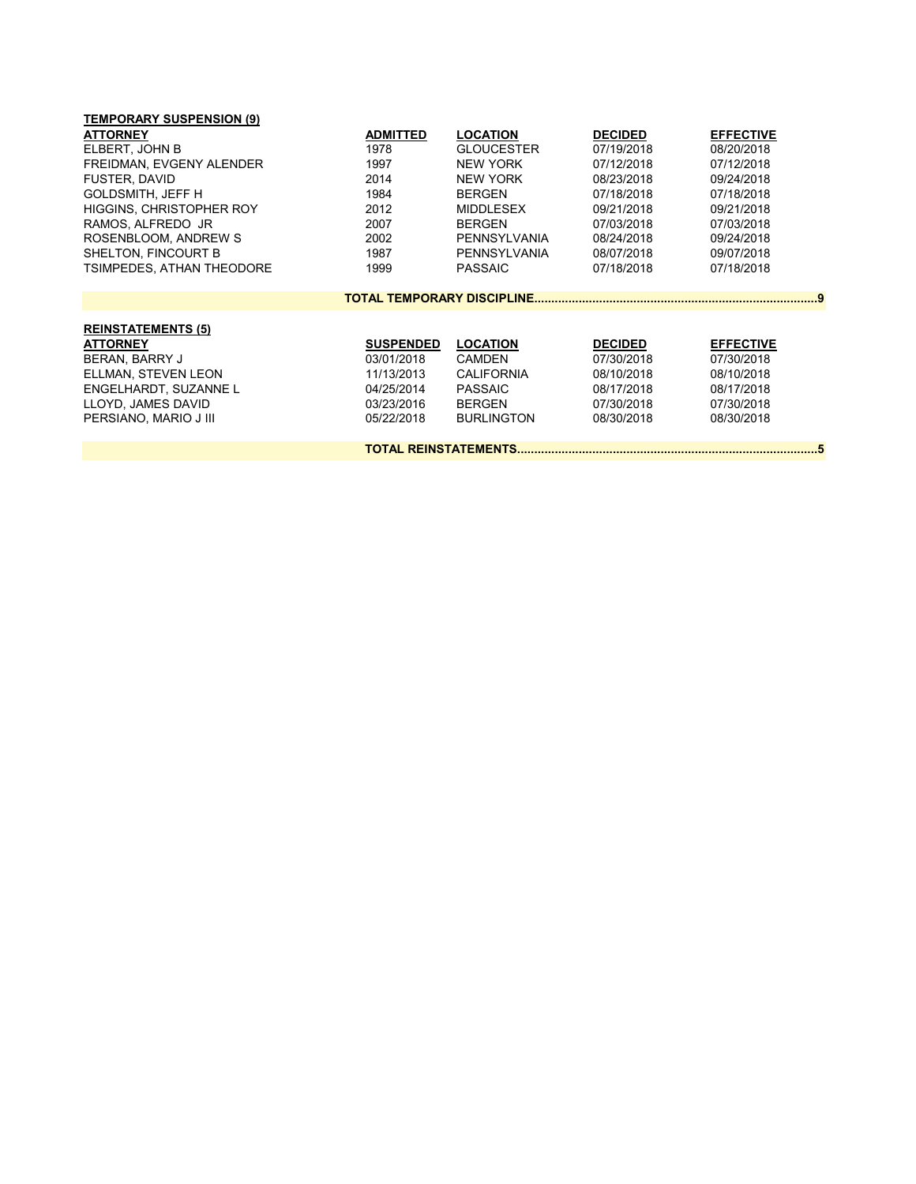**TEMPORARY SUSPENSION (9)**

| ATTORNEY | ADMITTED | LOCATION | DECIDED | EFFECTIVE |
|---|---|---|---|---|
| ELBERT, JOHN B | 1978 | GLOUCESTER | 07/19/2018 | 08/20/2018 |
| FREIDMAN, EVGENY ALENDER | 1997 | NEW YORK | 07/12/2018 | 07/12/2018 |
| FUSTER, DAVID | 2014 | NEW YORK | 08/23/2018 | 09/24/2018 |
| GOLDSMITH, JEFF H | 1984 | BERGEN | 07/18/2018 | 07/18/2018 |
| HIGGINS, CHRISTOPHER ROY | 2012 | MIDDLESEX | 09/21/2018 | 09/21/2018 |
| RAMOS, ALFREDO JR | 2007 | BERGEN | 07/03/2018 | 07/03/2018 |
| ROSENBLOOM, ANDREW S | 2002 | PENNSYLVANIA | 08/24/2018 | 09/24/2018 |
| SHELTON, FINCOURT B | 1987 | PENNSYLVANIA | 08/07/2018 | 09/07/2018 |
| TSIMPEDES, ATHAN THEODORE | 1999 | PASSAIC | 07/18/2018 | 07/18/2018 |

**TOTAL TEMPORARY DISCIPLINE.................................................................................9**

**REINSTATEMENTS (5)**

| ATTORNEY | SUSPENDED | LOCATION | DECIDED | EFFECTIVE |
|---|---|---|---|---|
| BERAN, BARRY J | 03/01/2018 | CAMDEN | 07/30/2018 | 07/30/2018 |
| ELLMAN, STEVEN LEON | 11/13/2013 | CALIFORNIA | 08/10/2018 | 08/10/2018 |
| ENGELHARDT, SUZANNE L | 04/25/2014 | PASSAIC | 08/17/2018 | 08/17/2018 |
| LLOYD, JAMES DAVID | 03/23/2016 | BERGEN | 07/30/2018 | 07/30/2018 |
| PERSIANO, MARIO J III | 05/22/2018 | BURLINGTON | 08/30/2018 | 08/30/2018 |

**TOTAL REINSTATEMENTS.......................................................................................5**